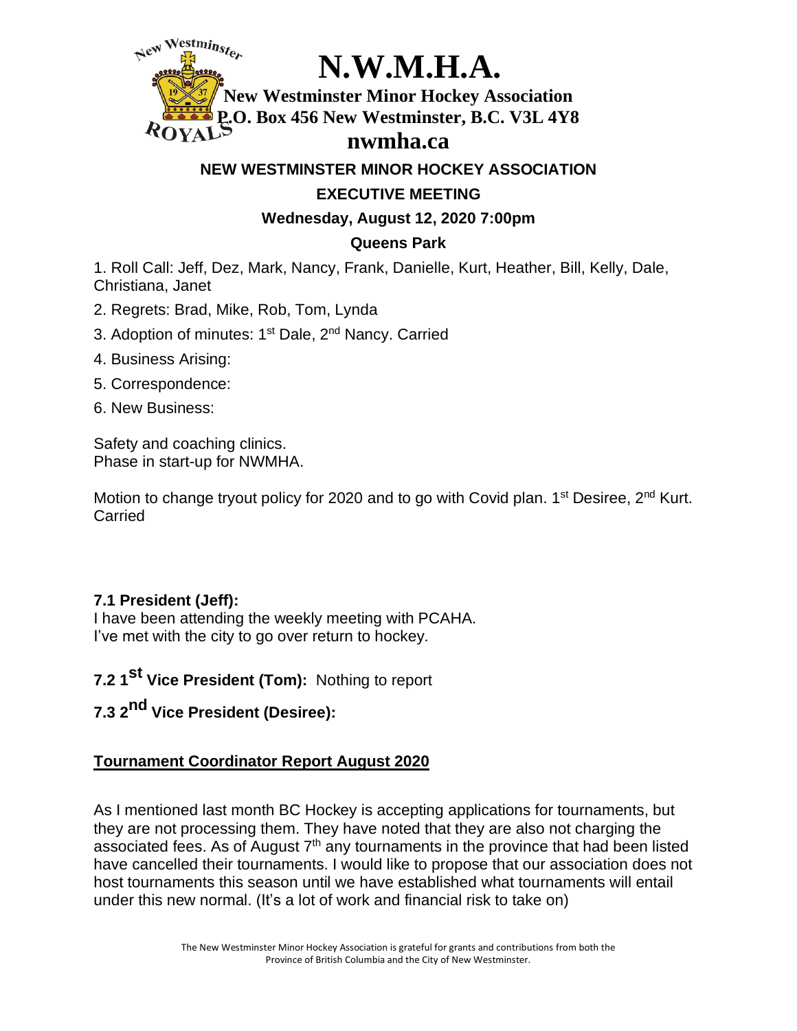# N.W.M.H.A.

**New Westminster Minor Hockey Association**
**P.O. Box 456 New Westminster, B.C. V3L 4Y8**
**nwmha.ca**

## NEW WESTMINSTER MINOR HOCKEY ASSOCIATION

## EXECUTIVE MEETING

### Wednesday, August 12, 2020 7:00pm

### Queens Park

1. Roll Call: Jeff, Dez, Mark, Nancy, Frank, Danielle, Kurt, Heather, Bill, Kelly, Dale, Christiana, Janet
2. Regrets: Brad, Mike, Rob, Tom, Lynda
3. Adoption of minutes: 1st Dale, 2nd Nancy. Carried
4. Business Arising:
5. Correspondence:
6. New Business:

Safety and coaching clinics.
Phase in start-up for NWMHA.

Motion to change tryout policy for 2020 and to go with Covid plan. 1st Desiree, 2nd Kurt. Carried

**7.1 President (Jeff):**
I have been attending the weekly meeting with PCAHA.
I've met with the city to go over return to hockey.

**7.2 1st Vice President (Tom):** Nothing to report

**7.3 2nd Vice President (Desiree):**

**Tournament Coordinator Report August 2020**

As I mentioned last month BC Hockey is accepting applications for tournaments, but they are not processing them. They have noted that they are also not charging the associated fees. As of August 7th any tournaments in the province that had been listed have cancelled their tournaments. I would like to propose that our association does not host tournaments this season until we have established what tournaments will entail under this new normal. (It's a lot of work and financial risk to take on)

The New Westminster Minor Hockey Association is grateful for grants and contributions from both the Province of British Columbia and the City of New Westminster.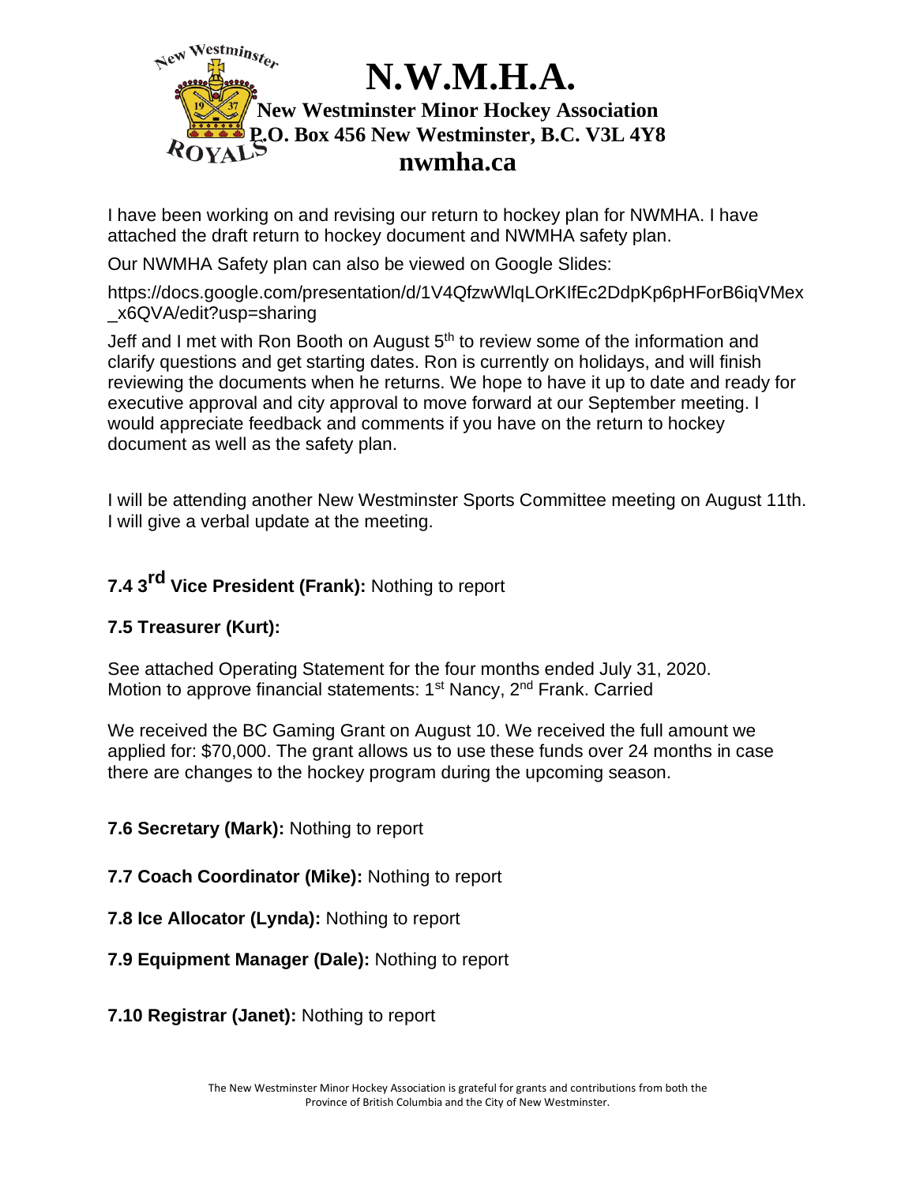# N.W.M.H.A.

**New Westminster Minor Hockey Association**
**P.O. Box 456 New Westminster, B.C. V3L 4Y8**
**nwmha.ca**

I have been working on and revising our return to hockey plan for NWMHA. I have attached the draft return to hockey document and NWMHA safety plan.

Our NWMHA Safety plan can also be viewed on Google Slides:

https://docs.google.com/presentation/d/1V4QfzwWlqLOrKIfEc2DdpKp6pHForB6iqVMex_x6QVA/edit?usp=sharing

Jeff and I met with Ron Booth on August 5th to review some of the information and clarify questions and get starting dates. Ron is currently on holidays, and will finish reviewing the documents when he returns. We hope to have it up to date and ready for executive approval and city approval to move forward at our September meeting. I would appreciate feedback and comments if you have on the return to hockey document as well as the safety plan.

I will be attending another New Westminster Sports Committee meeting on August 11th. I will give a verbal update at the meeting.

**7.4 3rd Vice President (Frank):** Nothing to report

**7.5 Treasurer (Kurt):**

See attached Operating Statement for the four months ended July 31, 2020.
Motion to approve financial statements: 1st Nancy, 2nd Frank. Carried

We received the BC Gaming Grant on August 10. We received the full amount we applied for: $70,000. The grant allows us to use these funds over 24 months in case there are changes to the hockey program during the upcoming season.

**7.6 Secretary (Mark):** Nothing to report

**7.7 Coach Coordinator (Mike):** Nothing to report

**7.8 Ice Allocator (Lynda):** Nothing to report

**7.9 Equipment Manager (Dale):** Nothing to report

**7.10 Registrar (Janet):** Nothing to report

The New Westminster Minor Hockey Association is grateful for grants and contributions from both the Province of British Columbia and the City of New Westminster.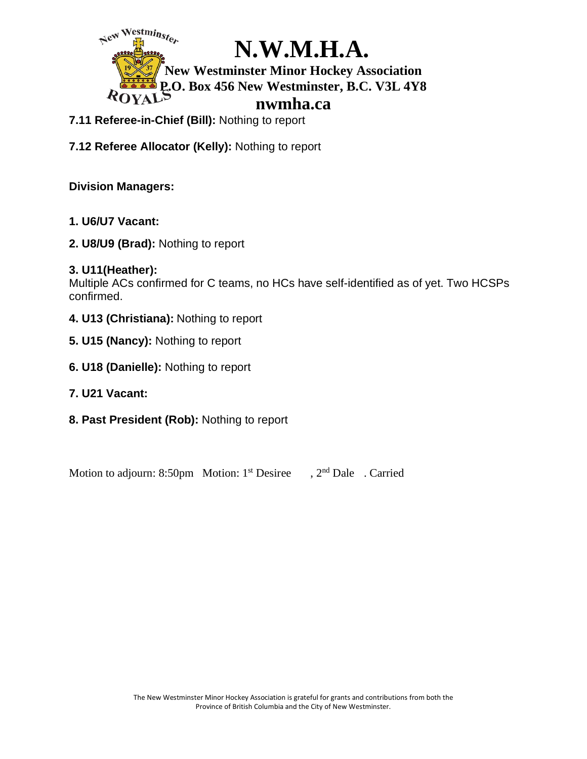**7.11 Referee-in-Chief (Bill):** Nothing to report

**7.12 Referee Allocator (Kelly):** Nothing to report

**Division Managers:**

**1. U6/U7 Vacant:**

**2. U8/U9 (Brad):** Nothing to report

**3. U11(Heather):**
Multiple ACs confirmed for C teams, no HCs have self-identified as of yet. Two HCSPs confirmed.

**4. U13 (Christiana):** Nothing to report

**5. U15 (Nancy):** Nothing to report

**6. U18 (Danielle):** Nothing to report

**7. U21 Vacant:**

**8. Past President (Rob):** Nothing to report

Motion to adjourn: 8:50pm Motion: 1st Desiree , 2nd Dale . Carried

The New Westminster Minor Hockey Association is grateful for grants and contributions from both the Province of British Columbia and the City of New Westminster.